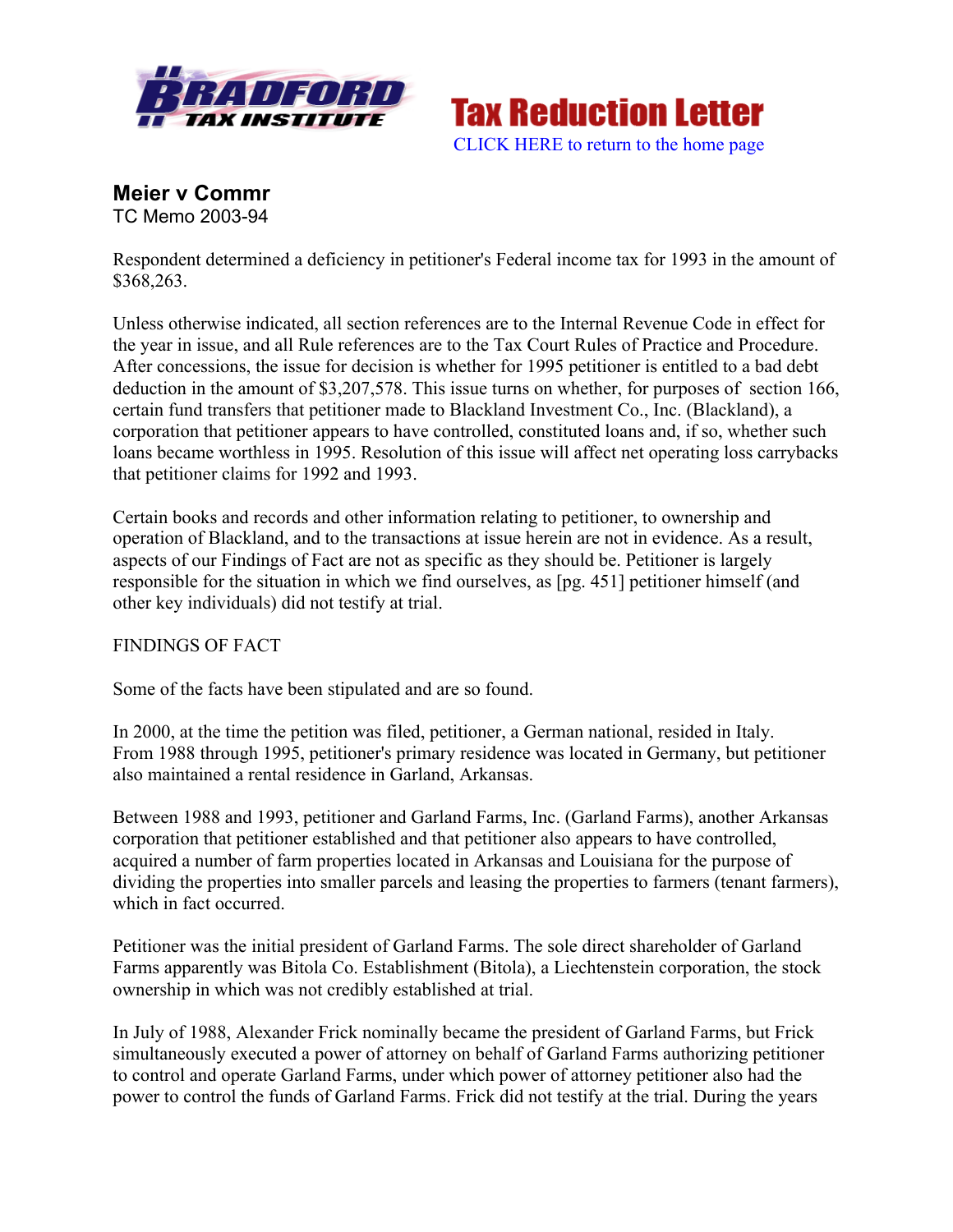Tax Reduction Letter

CLICK HERE to return to the home page

## Meier v Commr

TC Memo 2003-94

Respondent determined a deficiency in petitioner's Federal income tax for 1993 in the amount of $368,263.

Unless otherwise indicated, all section references are to the Internal Revenue Code in effect for the year in issue, and all Rule references are to the Tax Court Rules of Practice and Procedure. After concessions, the issue for decision is whether for 1995 petitioner is entitled to a bad debt deduction in the amount of $3,207,578. This issue turns on whether, for purposes of section 166, certain fund transfers that petitioner made to Blackland Investment Co., Inc. (Blackland), a corporation that petitioner appears to have controlled, constituted loans and, if so, whether such loans became worthless in 1995. Resolution of this issue will affect net operating loss carrybacks that petitioner claims for 1992 and 1993.

Certain books and records and other information relating to petitioner, to ownership and operation of Blackland, and to the transactions at issue herein are not in evidence. As a result, aspects of our Findings of Fact are not as specific as they should be. Petitioner is largely responsible for the situation in which we find ourselves, as [pg. 451] petitioner himself (and other key individuals) did not testify at trial.

FINDINGS OF FACT

Some of the facts have been stipulated and are so found.

In 2000, at the time the petition was filed, petitioner, a German national, resided in Italy. From 1988 through 1995, petitioner's primary residence was located in Germany, but petitioner also maintained a rental residence in Garland, Arkansas.

Between 1988 and 1993, petitioner and Garland Farms, Inc. (Garland Farms), another Arkansas corporation that petitioner established and that petitioner also appears to have controlled, acquired a number of farm properties located in Arkansas and Louisiana for the purpose of dividing the properties into smaller parcels and leasing the properties to farmers (tenant farmers), which in fact occurred.

Petitioner was the initial president of Garland Farms. The sole direct shareholder of Garland Farms apparently was Bitola Co. Establishment (Bitola), a Liechtenstein corporation, the stock ownership in which was not credibly established at trial.

In July of 1988, Alexander Frick nominally became the president of Garland Farms, but Frick simultaneously executed a power of attorney on behalf of Garland Farms authorizing petitioner to control and operate Garland Farms, under which power of attorney petitioner also had the power to control the funds of Garland Farms. Frick did not testify at the trial. During the years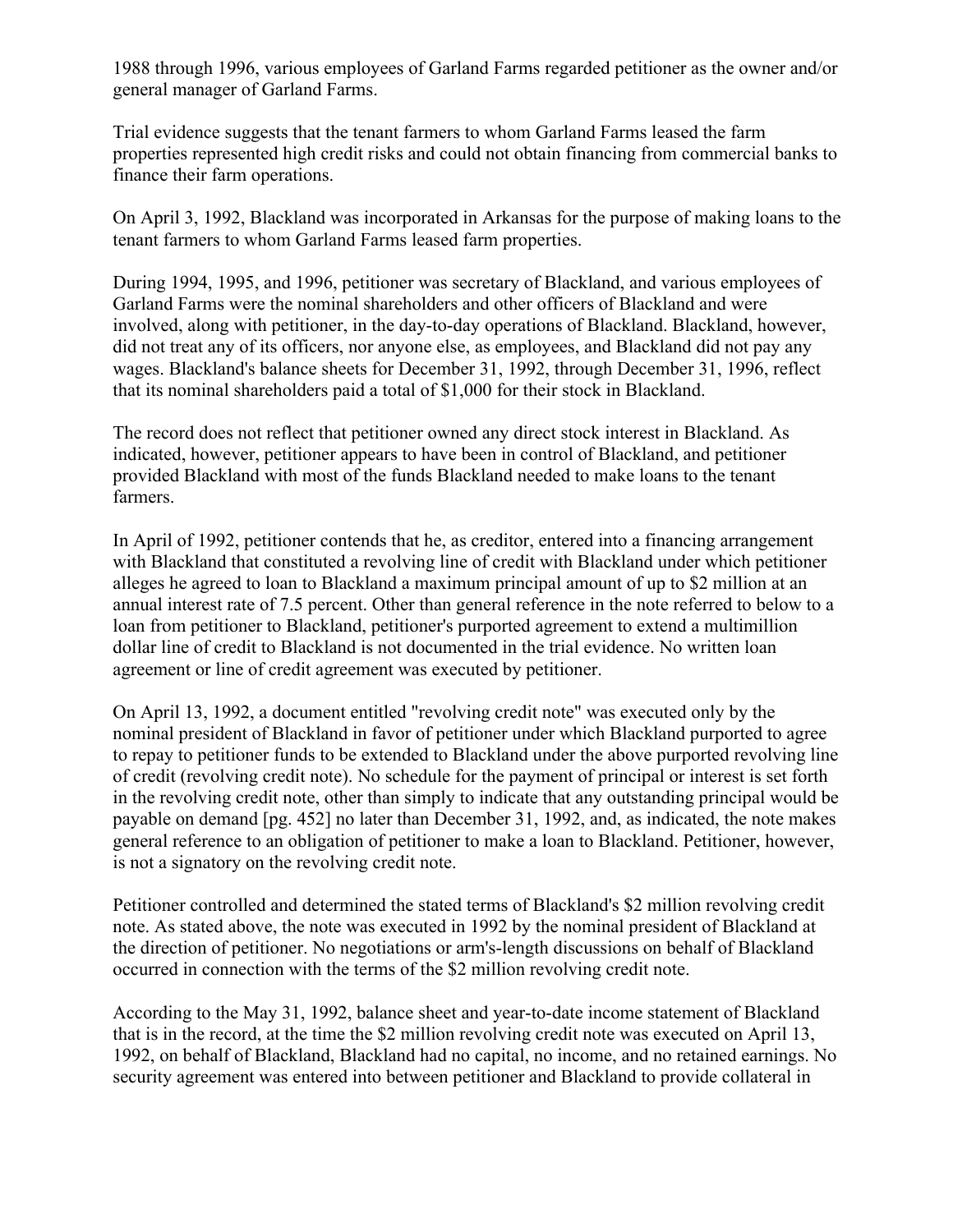1988 through 1996, various employees of Garland Farms regarded petitioner as the owner and/or general manager of Garland Farms.

Trial evidence suggests that the tenant farmers to whom Garland Farms leased the farm properties represented high credit risks and could not obtain financing from commercial banks to finance their farm operations.

On April 3, 1992, Blackland was incorporated in Arkansas for the purpose of making loans to the tenant farmers to whom Garland Farms leased farm properties.

During 1994, 1995, and 1996, petitioner was secretary of Blackland, and various employees of Garland Farms were the nominal shareholders and other officers of Blackland and were involved, along with petitioner, in the day-to-day operations of Blackland. Blackland, however, did not treat any of its officers, nor anyone else, as employees, and Blackland did not pay any wages. Blackland's balance sheets for December 31, 1992, through December 31, 1996, reflect that its nominal shareholders paid a total of $1,000 for their stock in Blackland.

The record does not reflect that petitioner owned any direct stock interest in Blackland. As indicated, however, petitioner appears to have been in control of Blackland, and petitioner provided Blackland with most of the funds Blackland needed to make loans to the tenant farmers.

In April of 1992, petitioner contends that he, as creditor, entered into a financing arrangement with Blackland that constituted a revolving line of credit with Blackland under which petitioner alleges he agreed to loan to Blackland a maximum principal amount of up to $2 million at an annual interest rate of 7.5 percent. Other than general reference in the note referred to below to a loan from petitioner to Blackland, petitioner's purported agreement to extend a multimillion dollar line of credit to Blackland is not documented in the trial evidence. No written loan agreement or line of credit agreement was executed by petitioner.

On April 13, 1992, a document entitled "revolving credit note" was executed only by the nominal president of Blackland in favor of petitioner under which Blackland purported to agree to repay to petitioner funds to be extended to Blackland under the above purported revolving line of credit (revolving credit note). No schedule for the payment of principal or interest is set forth in the revolving credit note, other than simply to indicate that any outstanding principal would be payable on demand [pg. 452] no later than December 31, 1992, and, as indicated, the note makes general reference to an obligation of petitioner to make a loan to Blackland. Petitioner, however, is not a signatory on the revolving credit note.

Petitioner controlled and determined the stated terms of Blackland's $2 million revolving credit note. As stated above, the note was executed in 1992 by the nominal president of Blackland at the direction of petitioner. No negotiations or arm's-length discussions on behalf of Blackland occurred in connection with the terms of the $2 million revolving credit note.

According to the May 31, 1992, balance sheet and year-to-date income statement of Blackland that is in the record, at the time the $2 million revolving credit note was executed on April 13, 1992, on behalf of Blackland, Blackland had no capital, no income, and no retained earnings. No security agreement was entered into between petitioner and Blackland to provide collateral in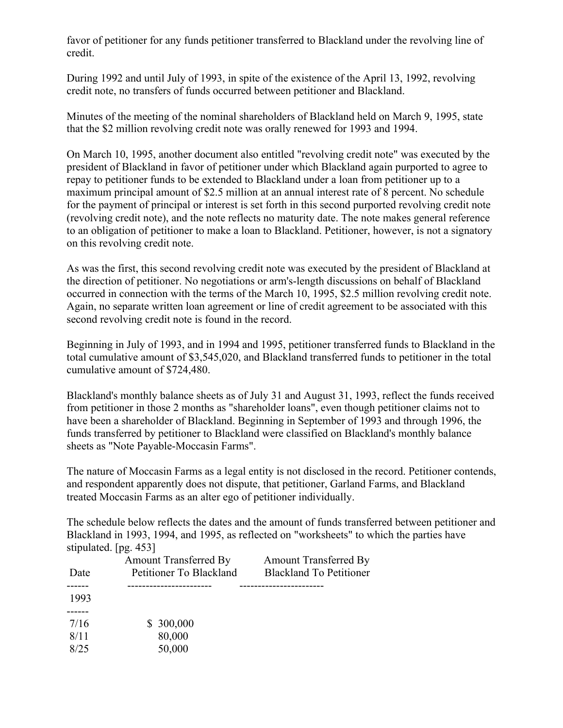favor of petitioner for any funds petitioner transferred to Blackland under the revolving line of credit.

During 1992 and until July of 1993, in spite of the existence of the April 13, 1992, revolving credit note, no transfers of funds occurred between petitioner and Blackland.

Minutes of the meeting of the nominal shareholders of Blackland held on March 9, 1995, state that the $2 million revolving credit note was orally renewed for 1993 and 1994.

On March 10, 1995, another document also entitled "revolving credit note" was executed by the president of Blackland in favor of petitioner under which Blackland again purported to agree to repay to petitioner funds to be extended to Blackland under a loan from petitioner up to a maximum principal amount of $2.5 million at an annual interest rate of 8 percent. No schedule for the payment of principal or interest is set forth in this second purported revolving credit note (revolving credit note), and the note reflects no maturity date. The note makes general reference to an obligation of petitioner to make a loan to Blackland. Petitioner, however, is not a signatory on this revolving credit note.

As was the first, this second revolving credit note was executed by the president of Blackland at the direction of petitioner. No negotiations or arm's-length discussions on behalf of Blackland occurred in connection with the terms of the March 10, 1995, $2.5 million revolving credit note. Again, no separate written loan agreement or line of credit agreement to be associated with this second revolving credit note is found in the record.

Beginning in July of 1993, and in 1994 and 1995, petitioner transferred funds to Blackland in the total cumulative amount of $3,545,020, and Blackland transferred funds to petitioner in the total cumulative amount of $724,480.

Blackland's monthly balance sheets as of July 31 and August 31, 1993, reflect the funds received from petitioner in those 2 months as "shareholder loans", even though petitioner claims not to have been a shareholder of Blackland. Beginning in September of 1993 and through 1996, the funds transferred by petitioner to Blackland were classified on Blackland's monthly balance sheets as "Note Payable-Moccasin Farms".

The nature of Moccasin Farms as a legal entity is not disclosed in the record. Petitioner contends, and respondent apparently does not dispute, that petitioner, Garland Farms, and Blackland treated Moccasin Farms as an alter ego of petitioner individually.

The schedule below reflects the dates and the amount of funds transferred between petitioner and Blackland in 1993, 1994, and 1995, as reflected on "worksheets" to which the parties have stipulated. [pg. 453]

| Date | Amount Transferred By Petitioner To Blackland | Amount Transferred By Blackland To Petitioner |
|---|---|---|
| 1993 | | |
| 7/16 | $ 300,000 | |
| 8/11 | 80,000 | |
| 8/25 | 50,000 | |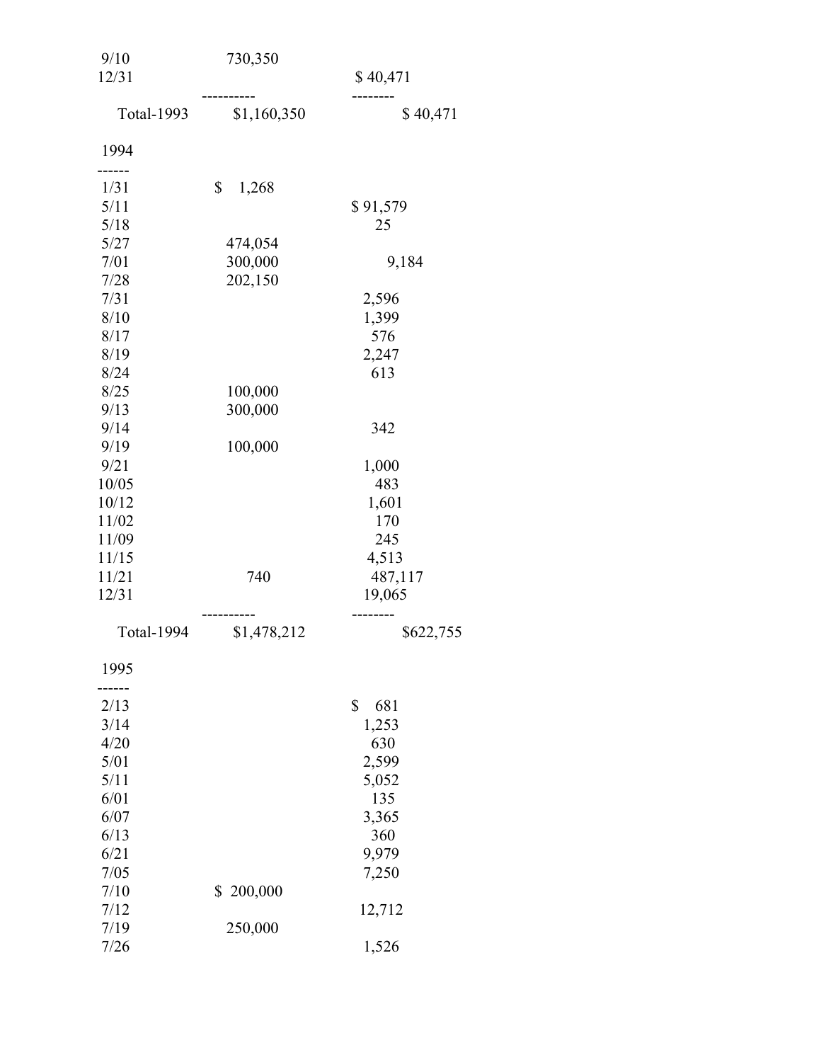| | | |
|---|---|---|
| 9/10 | 730,350 | |
| 12/31 | | $ 40,471 |
| | ---------- | -------- |
| Total-1993 | $1,160,350 | $ 40,471 |
| | | |
| 1994 | | |
| ------ | | |
| 1/31 | $ 1,268 | |
| 5/11 | | $ 91,579 |
| 5/18 | | 25 |
| 5/27 | 474,054 | |
| 7/01 | 300,000 | 9,184 |
| 7/28 | 202,150 | |
| 7/31 | | 2,596 |
| 8/10 | | 1,399 |
| 8/17 | | 576 |
| 8/19 | | 2,247 |
| 8/24 | | 613 |
| 8/25 | 100,000 | |
| 9/13 | 300,000 | |
| 9/14 | | 342 |
| 9/19 | 100,000 | |
| 9/21 | | 1,000 |
| 10/05 | | 483 |
| 10/12 | | 1,601 |
| 11/02 | | 170 |
| 11/09 | | 245 |
| 11/15 | | 4,513 |
| 11/21 | 740 | 487,117 |
| 12/31 | | 19,065 |
| | ---------- | -------- |
| Total-1994 | $1,478,212 | $622,755 |
| | | |
| 1995 | | |
| ------ | | |
| 2/13 | | $ 681 |
| 3/14 | | 1,253 |
| 4/20 | | 630 |
| 5/01 | | 2,599 |
| 5/11 | | 5,052 |
| 6/01 | | 135 |
| 6/07 | | 3,365 |
| 6/13 | | 360 |
| 6/21 | | 9,979 |
| 7/05 | | 7,250 |
| 7/10 | $ 200,000 | |
| 7/12 | | 12,712 |
| 7/19 | 250,000 | |
| 7/26 | | 1,526 |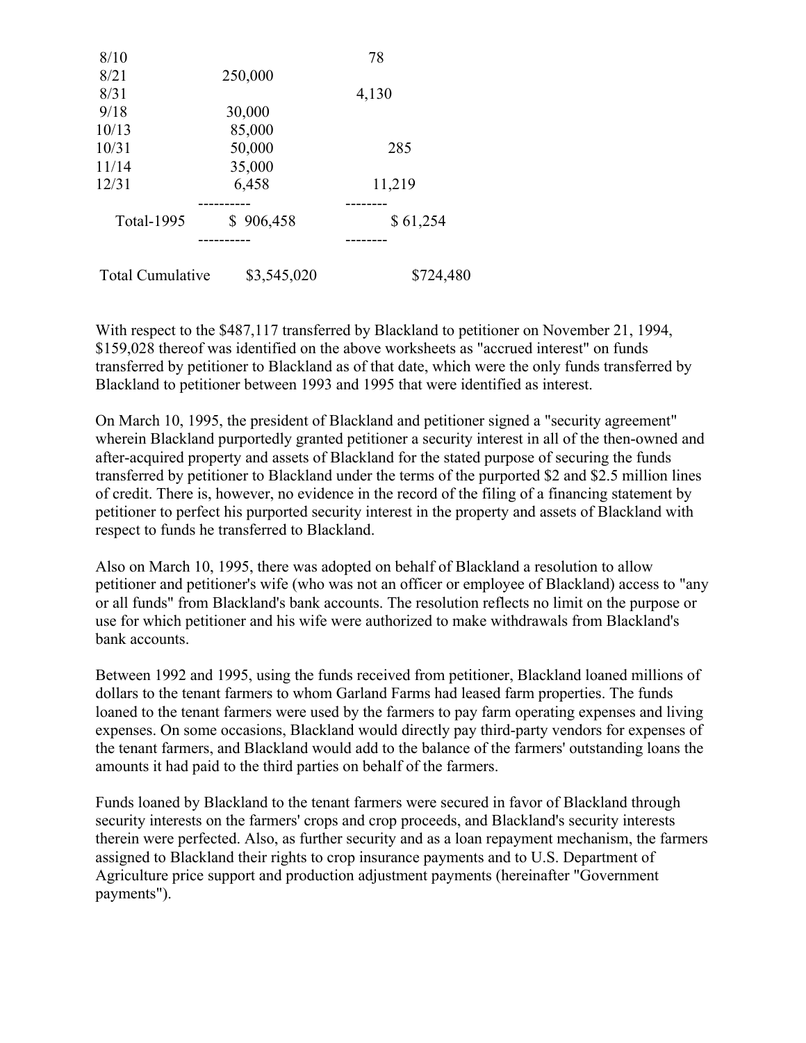| | | |
|---|---|---|
| 8/10 | | 78 |
| 8/21 | 250,000 | |
| 8/31 | | 4,130 |
| 9/18 | 30,000 | |
| 10/13 | 85,000 | |
| 10/31 | 50,000 | 285 |
| 11/14 | 35,000 | |
| 12/31 | 6,458 | 11,219 |
| Total-1995 | $ 906,458 | $ 61,254 |
| Total Cumulative | $3,545,020 | $724,480 |

With respect to the $487,117 transferred by Blackland to petitioner on November 21, 1994, $159,028 thereof was identified on the above worksheets as "accrued interest" on funds transferred by petitioner to Blackland as of that date, which were the only funds transferred by Blackland to petitioner between 1993 and 1995 that were identified as interest.

On March 10, 1995, the president of Blackland and petitioner signed a "security agreement" wherein Blackland purportedly granted petitioner a security interest in all of the then-owned and after-acquired property and assets of Blackland for the stated purpose of securing the funds transferred by petitioner to Blackland under the terms of the purported $2 and $2.5 million lines of credit. There is, however, no evidence in the record of the filing of a financing statement by petitioner to perfect his purported security interest in the property and assets of Blackland with respect to funds he transferred to Blackland.

Also on March 10, 1995, there was adopted on behalf of Blackland a resolution to allow petitioner and petitioner's wife (who was not an officer or employee of Blackland) access to "any or all funds" from Blackland's bank accounts. The resolution reflects no limit on the purpose or use for which petitioner and his wife were authorized to make withdrawals from Blackland's bank accounts.

Between 1992 and 1995, using the funds received from petitioner, Blackland loaned millions of dollars to the tenant farmers to whom Garland Farms had leased farm properties. The funds loaned to the tenant farmers were used by the farmers to pay farm operating expenses and living expenses. On some occasions, Blackland would directly pay third-party vendors for expenses of the tenant farmers, and Blackland would add to the balance of the farmers' outstanding loans the amounts it had paid to the third parties on behalf of the farmers.

Funds loaned by Blackland to the tenant farmers were secured in favor of Blackland through security interests on the farmers' crops and crop proceeds, and Blackland's security interests therein were perfected. Also, as further security and as a loan repayment mechanism, the farmers assigned to Blackland their rights to crop insurance payments and to U.S. Department of Agriculture price support and production adjustment payments (hereinafter "Government payments").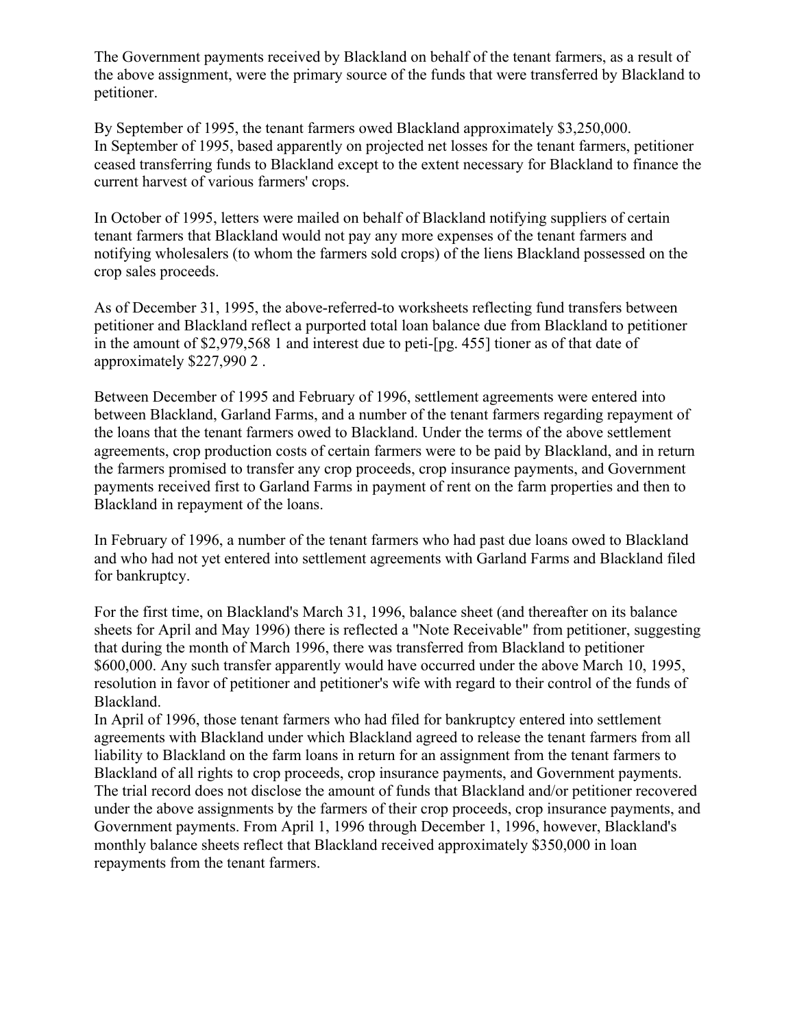The Government payments received by Blackland on behalf of the tenant farmers, as a result of the above assignment, were the primary source of the funds that were transferred by Blackland to petitioner.

By September of 1995, the tenant farmers owed Blackland approximately $3,250,000.
In September of 1995, based apparently on projected net losses for the tenant farmers, petitioner ceased transferring funds to Blackland except to the extent necessary for Blackland to finance the current harvest of various farmers' crops.

In October of 1995, letters were mailed on behalf of Blackland notifying suppliers of certain tenant farmers that Blackland would not pay any more expenses of the tenant farmers and notifying wholesalers (to whom the farmers sold crops) of the liens Blackland possessed on the crop sales proceeds.

As of December 31, 1995, the above-referred-to worksheets reflecting fund transfers between petitioner and Blackland reflect a purported total loan balance due from Blackland to petitioner in the amount of $2,979,568 [1] and interest due to peti-[pg. 455] tioner as of that date of approximately $227,990 [2] .

Between December of 1995 and February of 1996, settlement agreements were entered into between Blackland, Garland Farms, and a number of the tenant farmers regarding repayment of the loans that the tenant farmers owed to Blackland. Under the terms of the above settlement agreements, crop production costs of certain farmers were to be paid by Blackland, and in return the farmers promised to transfer any crop proceeds, crop insurance payments, and Government payments received first to Garland Farms in payment of rent on the farm properties and then to Blackland in repayment of the loans.

In February of 1996, a number of the tenant farmers who had past due loans owed to Blackland and who had not yet entered into settlement agreements with Garland Farms and Blackland filed for bankruptcy.

For the first time, on Blackland's March 31, 1996, balance sheet (and thereafter on its balance sheets for April and May 1996) there is reflected a "Note Receivable" from petitioner, suggesting that during the month of March 1996, there was transferred from Blackland to petitioner $600,000. Any such transfer apparently would have occurred under the above March 10, 1995, resolution in favor of petitioner and petitioner's wife with regard to their control of the funds of Blackland.
In April of 1996, those tenant farmers who had filed for bankruptcy entered into settlement agreements with Blackland under which Blackland agreed to release the tenant farmers from all liability to Blackland on the farm loans in return for an assignment from the tenant farmers to Blackland of all rights to crop proceeds, crop insurance payments, and Government payments. The trial record does not disclose the amount of funds that Blackland and/or petitioner recovered under the above assignments by the farmers of their crop proceeds, crop insurance payments, and Government payments. From April 1, 1996 through December 1, 1996, however, Blackland's monthly balance sheets reflect that Blackland received approximately $350,000 in loan repayments from the tenant farmers.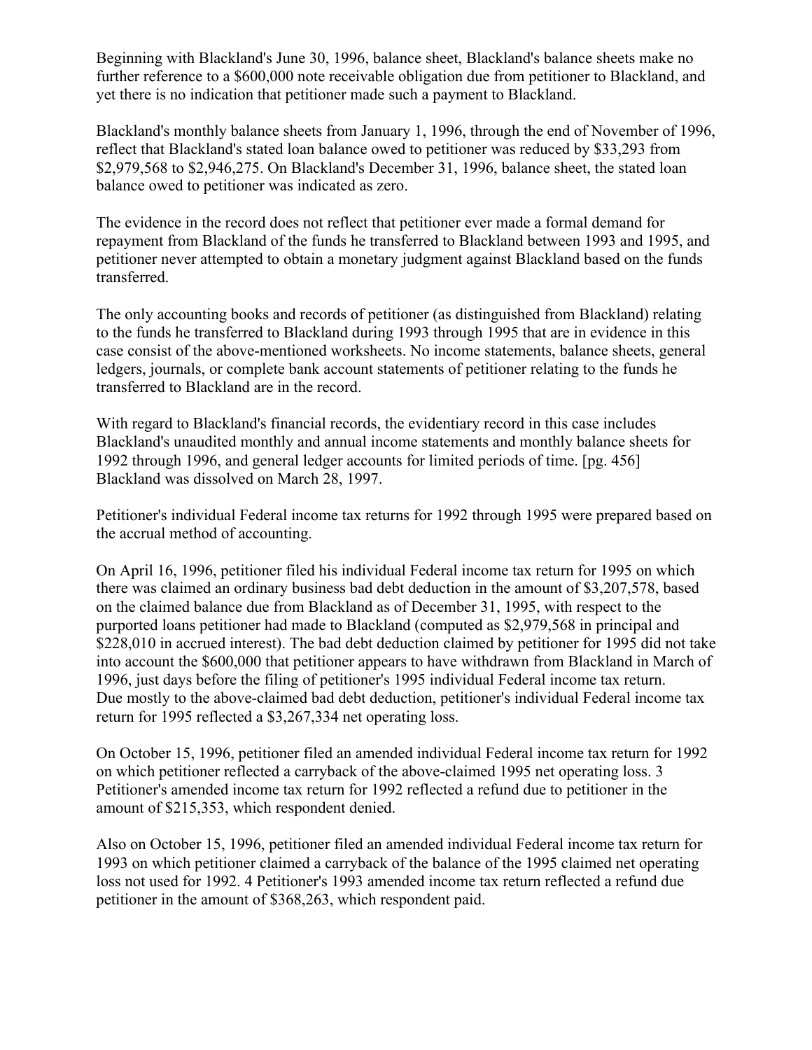Beginning with Blackland's June 30, 1996, balance sheet, Blackland's balance sheets make no further reference to a $600,000 note receivable obligation due from petitioner to Blackland, and yet there is no indication that petitioner made such a payment to Blackland.

Blackland's monthly balance sheets from January 1, 1996, through the end of November of 1996, reflect that Blackland's stated loan balance owed to petitioner was reduced by $33,293 from $2,979,568 to $2,946,275. On Blackland's December 31, 1996, balance sheet, the stated loan balance owed to petitioner was indicated as zero.

The evidence in the record does not reflect that petitioner ever made a formal demand for repayment from Blackland of the funds he transferred to Blackland between 1993 and 1995, and petitioner never attempted to obtain a monetary judgment against Blackland based on the funds transferred.

The only accounting books and records of petitioner (as distinguished from Blackland) relating to the funds he transferred to Blackland during 1993 through 1995 that are in evidence in this case consist of the above-mentioned worksheets. No income statements, balance sheets, general ledgers, journals, or complete bank account statements of petitioner relating to the funds he transferred to Blackland are in the record.

With regard to Blackland's financial records, the evidentiary record in this case includes Blackland's unaudited monthly and annual income statements and monthly balance sheets for 1992 through 1996, and general ledger accounts for limited periods of time. [pg. 456] Blackland was dissolved on March 28, 1997.

Petitioner's individual Federal income tax returns for 1992 through 1995 were prepared based on the accrual method of accounting.

On April 16, 1996, petitioner filed his individual Federal income tax return for 1995 on which there was claimed an ordinary business bad debt deduction in the amount of $3,207,578, based on the claimed balance due from Blackland as of December 31, 1995, with respect to the purported loans petitioner had made to Blackland (computed as $2,979,568 in principal and $228,010 in accrued interest). The bad debt deduction claimed by petitioner for 1995 did not take into account the $600,000 that petitioner appears to have withdrawn from Blackland in March of 1996, just days before the filing of petitioner's 1995 individual Federal income tax return. Due mostly to the above-claimed bad debt deduction, petitioner's individual Federal income tax return for 1995 reflected a $3,267,334 net operating loss.

On October 15, 1996, petitioner filed an amended individual Federal income tax return for 1992 on which petitioner reflected a carryback of the above-claimed 1995 net operating loss. 3 Petitioner's amended income tax return for 1992 reflected a refund due to petitioner in the amount of $215,353, which respondent denied.

Also on October 15, 1996, petitioner filed an amended individual Federal income tax return for 1993 on which petitioner claimed a carryback of the balance of the 1995 claimed net operating loss not used for 1992. 4 Petitioner's 1993 amended income tax return reflected a refund due petitioner in the amount of $368,263, which respondent paid.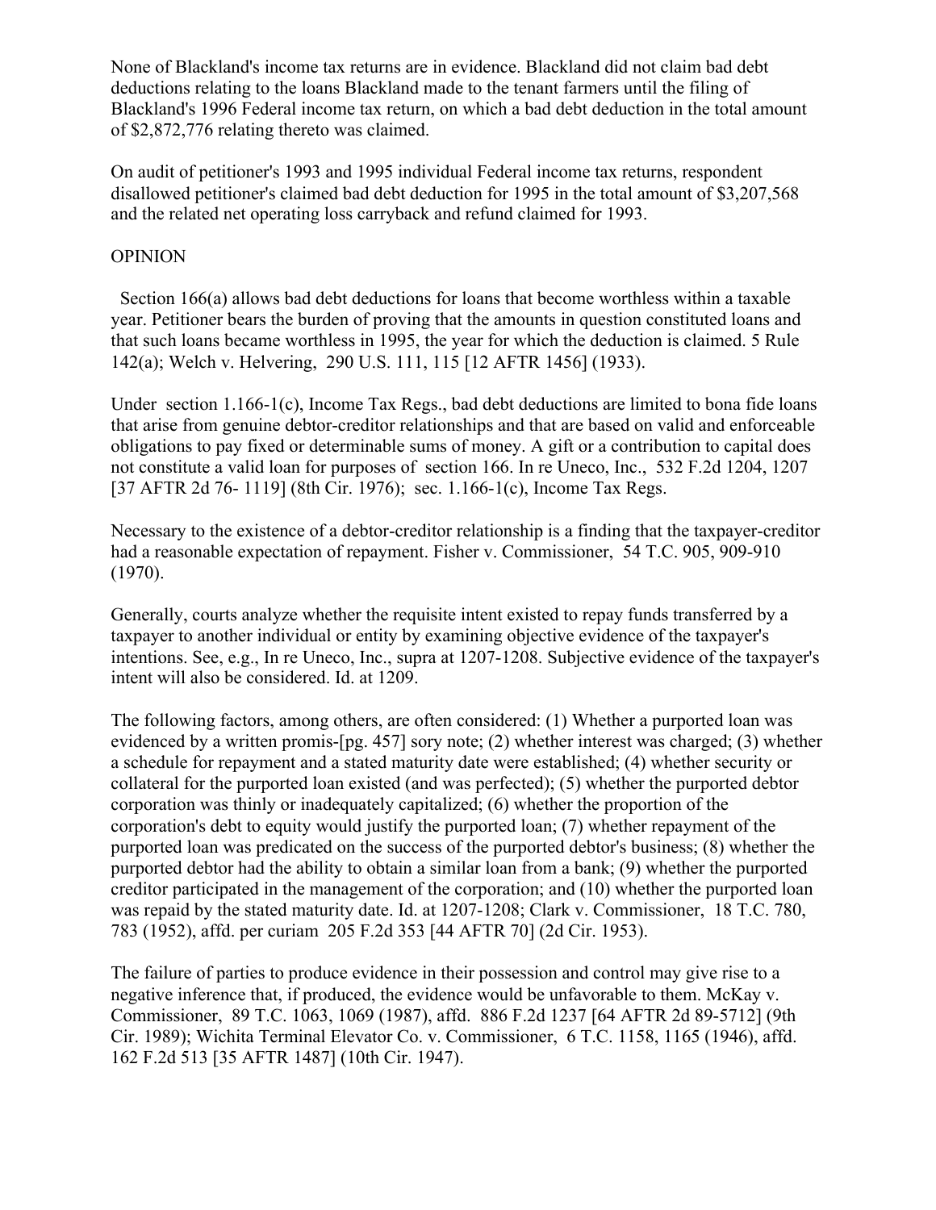None of Blackland's income tax returns are in evidence. Blackland did not claim bad debt deductions relating to the loans Blackland made to the tenant farmers until the filing of Blackland's 1996 Federal income tax return, on which a bad debt deduction in the total amount of $2,872,776 relating thereto was claimed.

On audit of petitioner's 1993 and 1995 individual Federal income tax returns, respondent disallowed petitioner's claimed bad debt deduction for 1995 in the total amount of $3,207,568 and the related net operating loss carryback and refund claimed for 1993.

OPINION

Section 166(a) allows bad debt deductions for loans that become worthless within a taxable year. Petitioner bears the burden of proving that the amounts in question constituted loans and that such loans became worthless in 1995, the year for which the deduction is claimed. 5 Rule 142(a); Welch v. Helvering, 290 U.S. 111, 115 [12 AFTR 1456] (1933).

Under section 1.166-1(c), Income Tax Regs., bad debt deductions are limited to bona fide loans that arise from genuine debtor-creditor relationships and that are based on valid and enforceable obligations to pay fixed or determinable sums of money. A gift or a contribution to capital does not constitute a valid loan for purposes of section 166. In re Uneco, Inc., 532 F.2d 1204, 1207 [37 AFTR 2d 76- 1119] (8th Cir. 1976); sec. 1.166-1(c), Income Tax Regs.

Necessary to the existence of a debtor-creditor relationship is a finding that the taxpayer-creditor had a reasonable expectation of repayment. Fisher v. Commissioner, 54 T.C. 905, 909-910 (1970).

Generally, courts analyze whether the requisite intent existed to repay funds transferred by a taxpayer to another individual or entity by examining objective evidence of the taxpayer's intentions. See, e.g., In re Uneco, Inc., supra at 1207-1208. Subjective evidence of the taxpayer's intent will also be considered. Id. at 1209.

The following factors, among others, are often considered: (1) Whether a purported loan was evidenced by a written promis-[pg. 457] sory note; (2) whether interest was charged; (3) whether a schedule for repayment and a stated maturity date were established; (4) whether security or collateral for the purported loan existed (and was perfected); (5) whether the purported debtor corporation was thinly or inadequately capitalized; (6) whether the proportion of the corporation's debt to equity would justify the purported loan; (7) whether repayment of the purported loan was predicated on the success of the purported debtor's business; (8) whether the purported debtor had the ability to obtain a similar loan from a bank; (9) whether the purported creditor participated in the management of the corporation; and (10) whether the purported loan was repaid by the stated maturity date. Id. at 1207-1208; Clark v. Commissioner, 18 T.C. 780, 783 (1952), affd. per curiam 205 F.2d 353 [44 AFTR 70] (2d Cir. 1953).

The failure of parties to produce evidence in their possession and control may give rise to a negative inference that, if produced, the evidence would be unfavorable to them. McKay v. Commissioner, 89 T.C. 1063, 1069 (1987), affd. 886 F.2d 1237 [64 AFTR 2d 89-5712] (9th Cir. 1989); Wichita Terminal Elevator Co. v. Commissioner, 6 T.C. 1158, 1165 (1946), affd. 162 F.2d 513 [35 AFTR 1487] (10th Cir. 1947).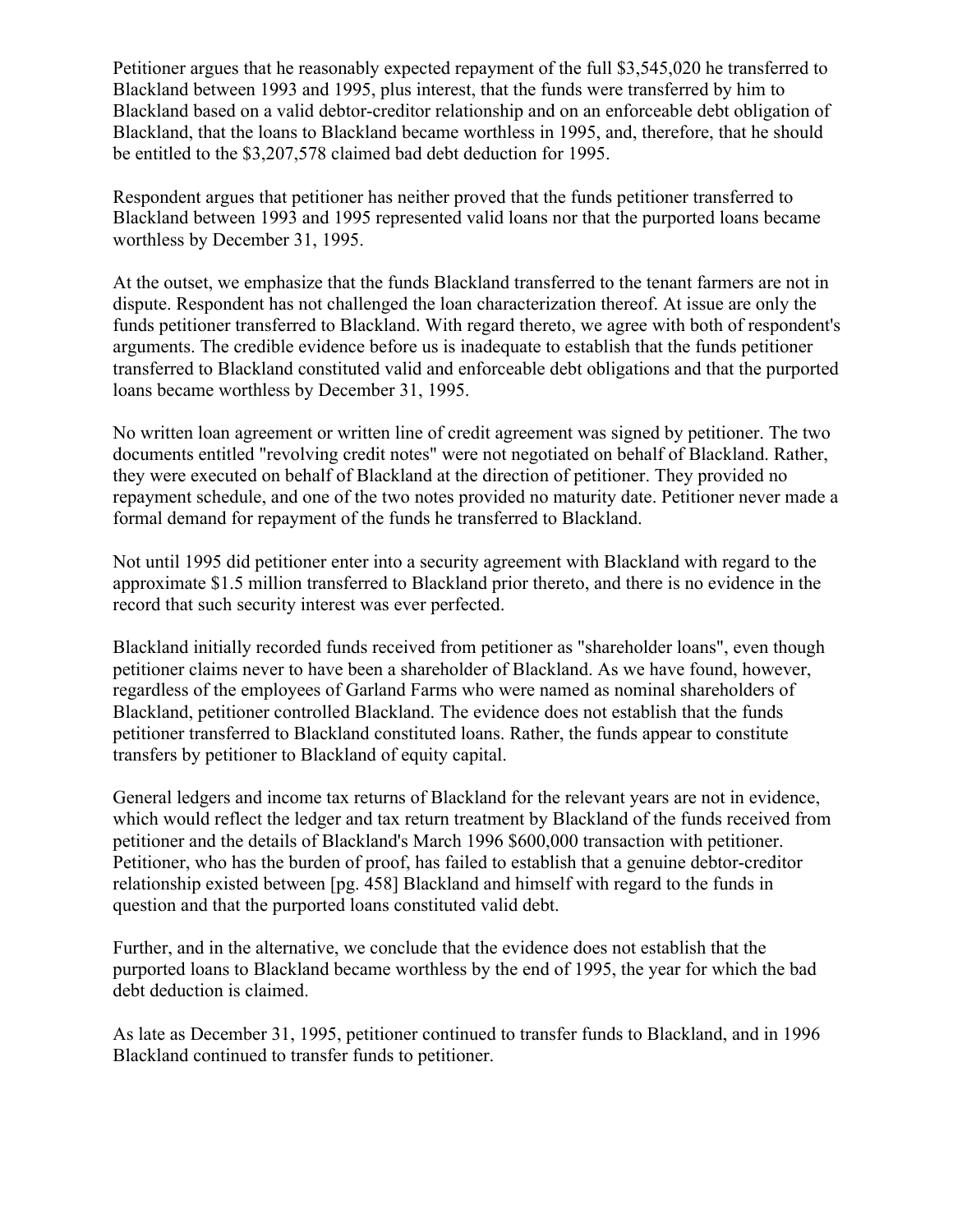Petitioner argues that he reasonably expected repayment of the full $3,545,020 he transferred to Blackland between 1993 and 1995, plus interest, that the funds were transferred by him to Blackland based on a valid debtor-creditor relationship and on an enforceable debt obligation of Blackland, that the loans to Blackland became worthless in 1995, and, therefore, that he should be entitled to the $3,207,578 claimed bad debt deduction for 1995.

Respondent argues that petitioner has neither proved that the funds petitioner transferred to Blackland between 1993 and 1995 represented valid loans nor that the purported loans became worthless by December 31, 1995.

At the outset, we emphasize that the funds Blackland transferred to the tenant farmers are not in dispute. Respondent has not challenged the loan characterization thereof. At issue are only the funds petitioner transferred to Blackland. With regard thereto, we agree with both of respondent's arguments. The credible evidence before us is inadequate to establish that the funds petitioner transferred to Blackland constituted valid and enforceable debt obligations and that the purported loans became worthless by December 31, 1995.

No written loan agreement or written line of credit agreement was signed by petitioner. The two documents entitled "revolving credit notes" were not negotiated on behalf of Blackland. Rather, they were executed on behalf of Blackland at the direction of petitioner. They provided no repayment schedule, and one of the two notes provided no maturity date. Petitioner never made a formal demand for repayment of the funds he transferred to Blackland.

Not until 1995 did petitioner enter into a security agreement with Blackland with regard to the approximate $1.5 million transferred to Blackland prior thereto, and there is no evidence in the record that such security interest was ever perfected.

Blackland initially recorded funds received from petitioner as "shareholder loans", even though petitioner claims never to have been a shareholder of Blackland. As we have found, however, regardless of the employees of Garland Farms who were named as nominal shareholders of Blackland, petitioner controlled Blackland. The evidence does not establish that the funds petitioner transferred to Blackland constituted loans. Rather, the funds appear to constitute transfers by petitioner to Blackland of equity capital.

General ledgers and income tax returns of Blackland for the relevant years are not in evidence, which would reflect the ledger and tax return treatment by Blackland of the funds received from petitioner and the details of Blackland's March 1996 $600,000 transaction with petitioner. Petitioner, who has the burden of proof, has failed to establish that a genuine debtor-creditor relationship existed between [pg. 458] Blackland and himself with regard to the funds in question and that the purported loans constituted valid debt.

Further, and in the alternative, we conclude that the evidence does not establish that the purported loans to Blackland became worthless by the end of 1995, the year for which the bad debt deduction is claimed.

As late as December 31, 1995, petitioner continued to transfer funds to Blackland, and in 1996 Blackland continued to transfer funds to petitioner.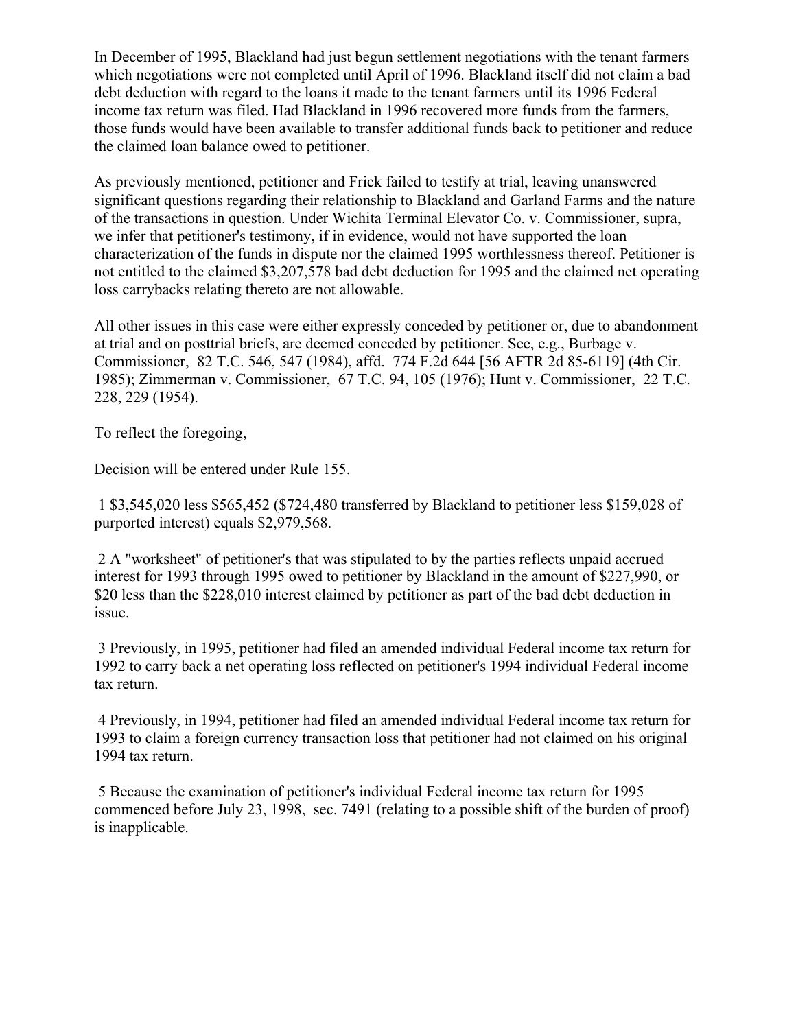In December of 1995, Blackland had just begun settlement negotiations with the tenant farmers which negotiations were not completed until April of 1996. Blackland itself did not claim a bad debt deduction with regard to the loans it made to the tenant farmers until its 1996 Federal income tax return was filed. Had Blackland in 1996 recovered more funds from the farmers, those funds would have been available to transfer additional funds back to petitioner and reduce the claimed loan balance owed to petitioner.

As previously mentioned, petitioner and Frick failed to testify at trial, leaving unanswered significant questions regarding their relationship to Blackland and Garland Farms and the nature of the transactions in question. Under Wichita Terminal Elevator Co. v. Commissioner, supra, we infer that petitioner's testimony, if in evidence, would not have supported the loan characterization of the funds in dispute nor the claimed 1995 worthlessness thereof. Petitioner is not entitled to the claimed $3,207,578 bad debt deduction for 1995 and the claimed net operating loss carrybacks relating thereto are not allowable.

All other issues in this case were either expressly conceded by petitioner or, due to abandonment at trial and on posttrial briefs, are deemed conceded by petitioner. See, e.g., Burbage v. Commissioner, 82 T.C. 546, 547 (1984), affd. 774 F.2d 644 [56 AFTR 2d 85-6119] (4th Cir. 1985); Zimmerman v. Commissioner, 67 T.C. 94, 105 (1976); Hunt v. Commissioner, 22 T.C. 228, 229 (1954).

To reflect the foregoing,

Decision will be entered under Rule 155.

1 $3,545,020 less $565,452 ($724,480 transferred by Blackland to petitioner less $159,028 of purported interest) equals $2,979,568.

2 A "worksheet" of petitioner's that was stipulated to by the parties reflects unpaid accrued interest for 1993 through 1995 owed to petitioner by Blackland in the amount of $227,990, or $20 less than the $228,010 interest claimed by petitioner as part of the bad debt deduction in issue.

3 Previously, in 1995, petitioner had filed an amended individual Federal income tax return for 1992 to carry back a net operating loss reflected on petitioner's 1994 individual Federal income tax return.

4 Previously, in 1994, petitioner had filed an amended individual Federal income tax return for 1993 to claim a foreign currency transaction loss that petitioner had not claimed on his original 1994 tax return.

5 Because the examination of petitioner's individual Federal income tax return for 1995 commenced before July 23, 1998, sec. 7491 (relating to a possible shift of the burden of proof) is inapplicable.